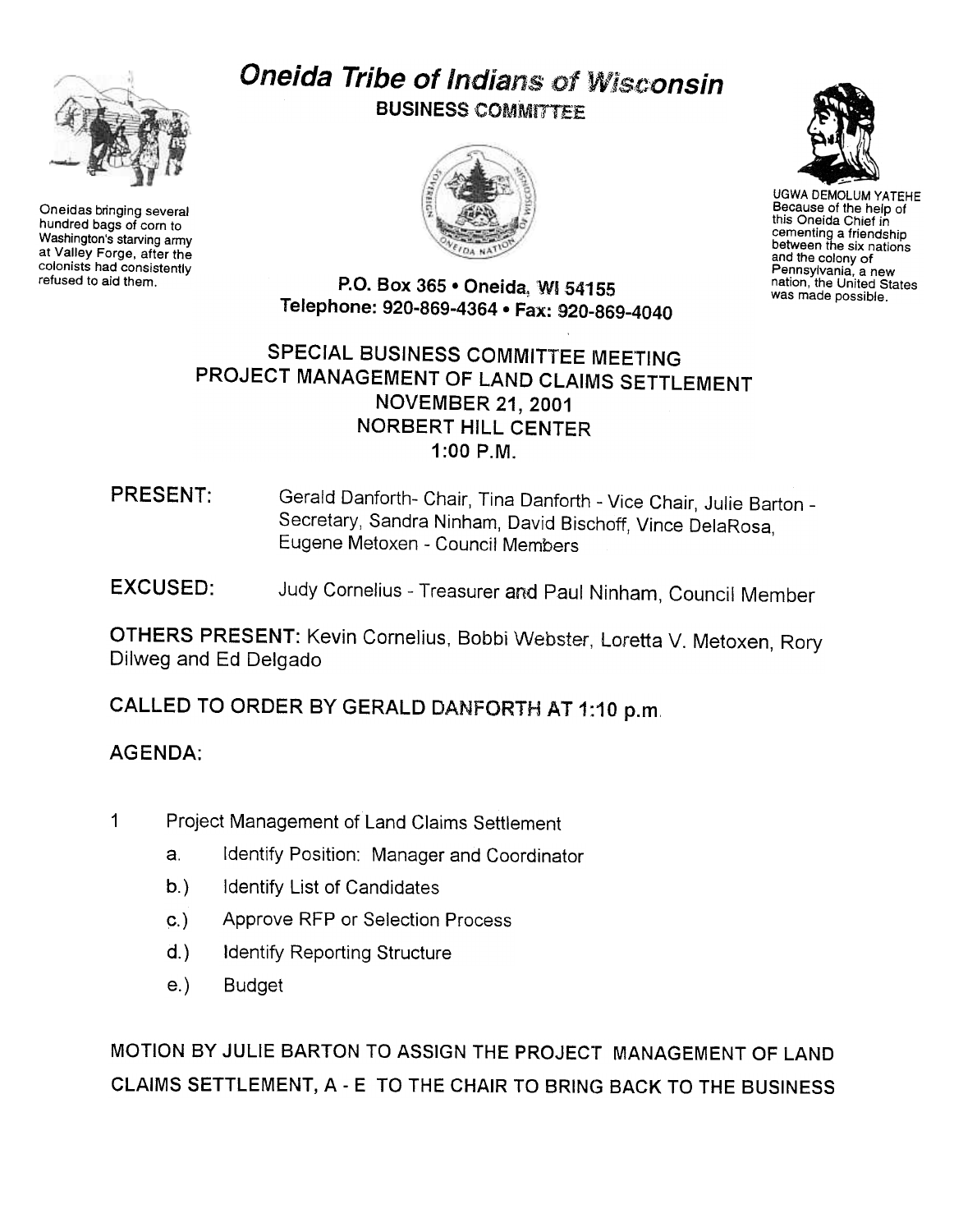# Oneida Tribe of Indians of Wisconsin

**BUSINESS COMMITTEE**

Oneidas bringing several hundred bags of corn to Washington's starving army at Valley Forge, after the colonists had consistently refused to aid them.

UGWA DEMOLUM YATEHE Because of the help of this Oneida Chief in cementing a friendship between the six nations and the colony of Pennsylvania, a new nation, the United States was made possible.

P.O. Box 365 • Oneida, WI 54155
Telephone: 920-869-4364 • Fax: 920-869-4040

## SPECIAL BUSINESS COMMITTEE MEETING
## PROJECT MANAGEMENT OF LAND CLAIMS SETTLEMENT
## NOVEMBER 21, 2001
## NORBERT HILL CENTER
## 1:00 P.M.

**PRESENT:** Gerald Danforth- Chair, Tina Danforth - Vice Chair, Julie Barton - Secretary, Sandra Ninham, David Bischoff, Vince DelaRosa, Eugene Metoxen - Council Members

**EXCUSED:** Judy Cornelius - Treasurer and Paul Ninham, Council Member

**OTHERS PRESENT:** Kevin Cornelius, Bobbi Webster, Loretta V. Metoxen, Rory Dilweg and Ed Delgado

**CALLED TO ORDER BY GERALD DANFORTH AT 1:10 p.m.**

**AGENDA:**

1 Project Management of Land Claims Settlement
   a. Identify Position: Manager and Coordinator
   b.) Identify List of Candidates
   c.) Approve RFP or Selection Process
   d.) Identify Reporting Structure
   e.) Budget

MOTION BY JULIE BARTON TO ASSIGN THE PROJECT MANAGEMENT OF LAND CLAIMS SETTLEMENT, A - E TO THE CHAIR TO BRING BACK TO THE BUSINESS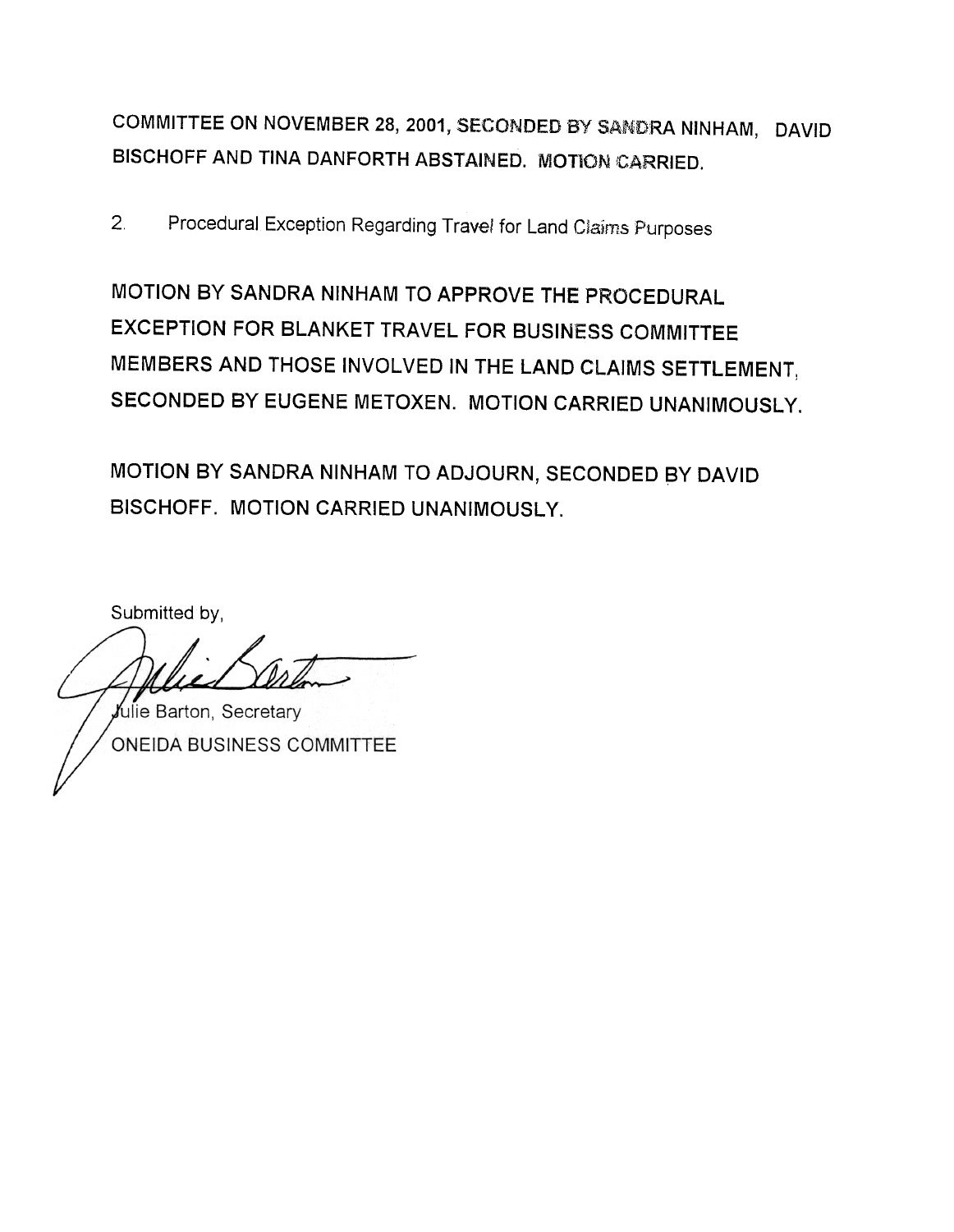COMMITTEE ON NOVEMBER 28, 2001, SECONDED BY SANDRA NINHAM, DAVID BISCHOFF AND TINA DANFORTH ABSTAINED. MOTION CARRIED.

2. Procedural Exception Regarding Travel for Land Claims Purposes

MOTION BY SANDRA NINHAM TO APPROVE THE PROCEDURAL EXCEPTION FOR BLANKET TRAVEL FOR BUSINESS COMMITTEE MEMBERS AND THOSE INVOLVED IN THE LAND CLAIMS SETTLEMENT, SECONDED BY EUGENE METOXEN. MOTION CARRIED UNANIMOUSLY.

MOTION BY SANDRA NINHAM TO ADJOURN, SECONDED BY DAVID BISCHOFF. MOTION CARRIED UNANIMOUSLY.

Submitted by,

Julie Barton, Secretary
ONEIDA BUSINESS COMMITTEE